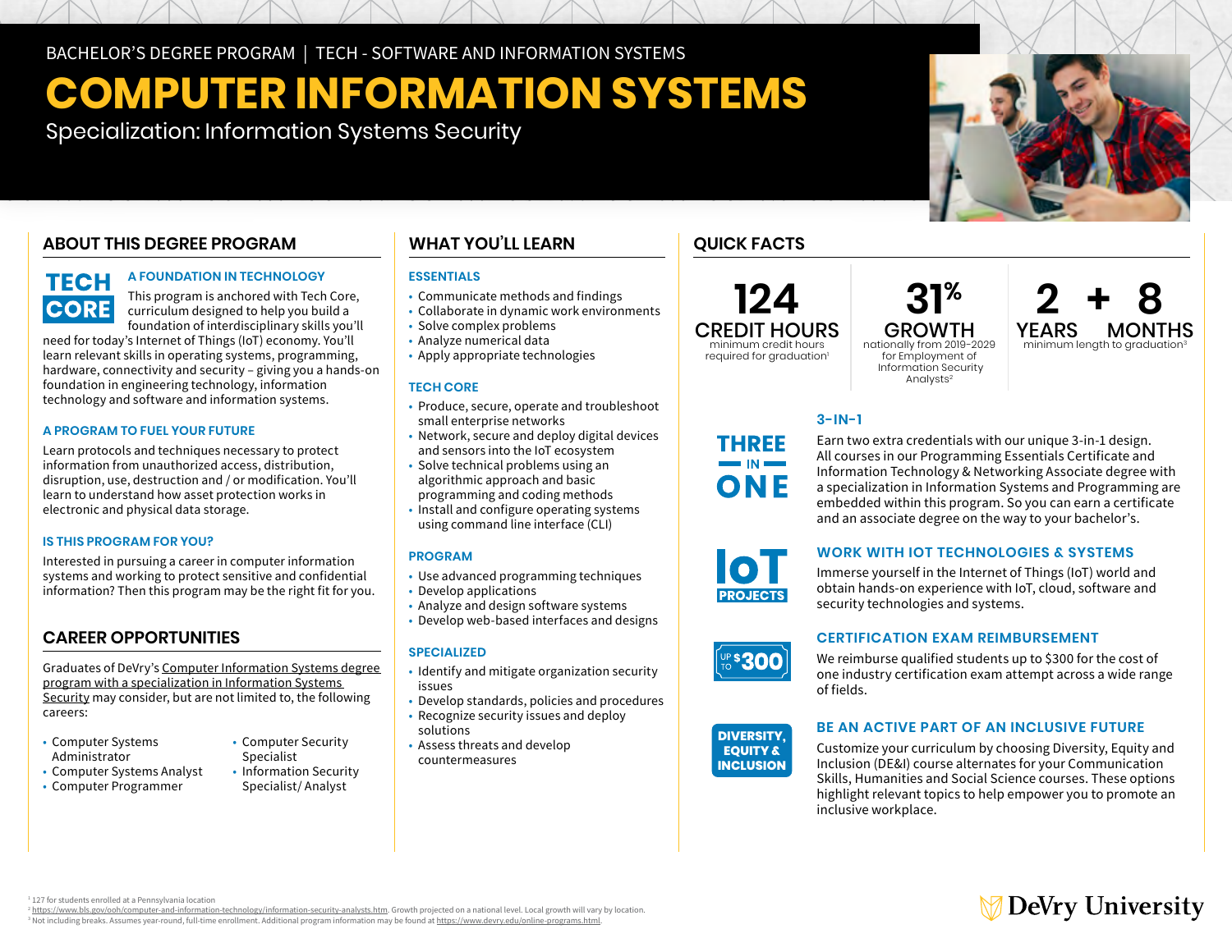BACHELOR'S DEGREE PROGRAM | TECH - SOFTWARE AND INFORMATION SYSTEMS

# COMPUTER INFORMATION SYSTEMS

Specialization: Information Systems Security

## ABOUT THIS DEGREE PROGRAM

TECH CORE

### A FOUNDATION IN TECHNOLOGY

This program is anchored with Tech Core, curriculum designed to help you build a foundation of interdisciplinary skills you'll need for today's Internet of Things (IoT) economy. You'll learn relevant skills in operating systems, programming, hardware, connectivity and security – giving you a hands-on foundation in engineering technology, information technology and software and information systems.

### A PROGRAM TO FUEL YOUR FUTURE

Learn protocols and techniques necessary to protect information from unauthorized access, distribution, disruption, use, destruction and / or modification. You'll learn to understand how asset protection works in electronic and physical data storage.

### IS THIS PROGRAM FOR YOU?

Interested in pursuing a career in computer information systems and working to protect sensitive and confidential information? Then this program may be the right fit for you.

## CAREER OPPORTUNITIES

Graduates of DeVry's Computer Information Systems degree program with a specialization in Information Systems Security may consider, but are not limited to, the following careers:

- Computer Systems Administrator
- Computer Systems Analyst
- Computer Programmer
- Computer Security Specialist
- Information Security Specialist/ Analyst

## WHAT YOU'LL LEARN

### ESSENTIALS

- Communicate methods and findings
- Collaborate in dynamic work environments
- Solve complex problems
- Analyze numerical data
- Apply appropriate technologies

### TECH CORE

- Produce, secure, operate and troubleshoot small enterprise networks
- Network, secure and deploy digital devices and sensors into the IoT ecosystem
- Solve technical problems using an algorithmic approach and basic programming and coding methods
- Install and configure operating systems using command line interface (CLI)

### PROGRAM

- Use advanced programming techniques
- Develop applications
- Analyze and design software systems
- Develop web-based interfaces and designs

### SPECIALIZED

- Identify and mitigate organization security issues
- Develop standards, policies and procedures
- Recognize security issues and deploy solutions
- Assess threats and develop countermeasures

## QUICK FACTS

**124 CREDIT HOURS** minimum credit hours required for graduation[1]

**31% GROWTH** nationally from 2019-2029 for Employment of Information Security Analysts[2]

**2 YEARS + 8 MONTHS** minimum length to graduation[3]

THREE IN ONE

### 3-IN-1

Earn two extra credentials with our unique 3-in-1 design. All courses in our Programming Essentials Certificate and Information Technology & Networking Associate degree with a specialization in Information Systems and Programming are embedded within this program. So you can earn a certificate and an associate degree on the way to your bachelor's.

IoT PROJECTS

### WORK WITH IOT TECHNOLOGIES & SYSTEMS

Immerse yourself in the Internet of Things (IoT) world and obtain hands-on experience with IoT, cloud, software and security technologies and systems.

UP TO $300

### CERTIFICATION EXAM REIMBURSEMENT

We reimburse qualified students up to $300 for the cost of one industry certification exam attempt across a wide range of fields.

DIVERSITY, EQUITY & INCLUSION

### BE AN ACTIVE PART OF AN INCLUSIVE FUTURE

Customize your curriculum by choosing Diversity, Equity and Inclusion (DE&I) course alternates for your Communication Skills, Humanities and Social Science courses. These options highlight relevant topics to help empower you to promote an inclusive workplace.

[1] 127 for students enrolled at a Pennsylvania location
[2] https://www.bls.gov/ooh/computer-and-information-technology/information-security-analysts.htm. Growth projected on a national level. Local growth will vary by location.
[3] Not including breaks. Assumes year-round, full-time enrollment. Additional program information may be found at https://www.devry.edu/online-programs.html.

DeVry University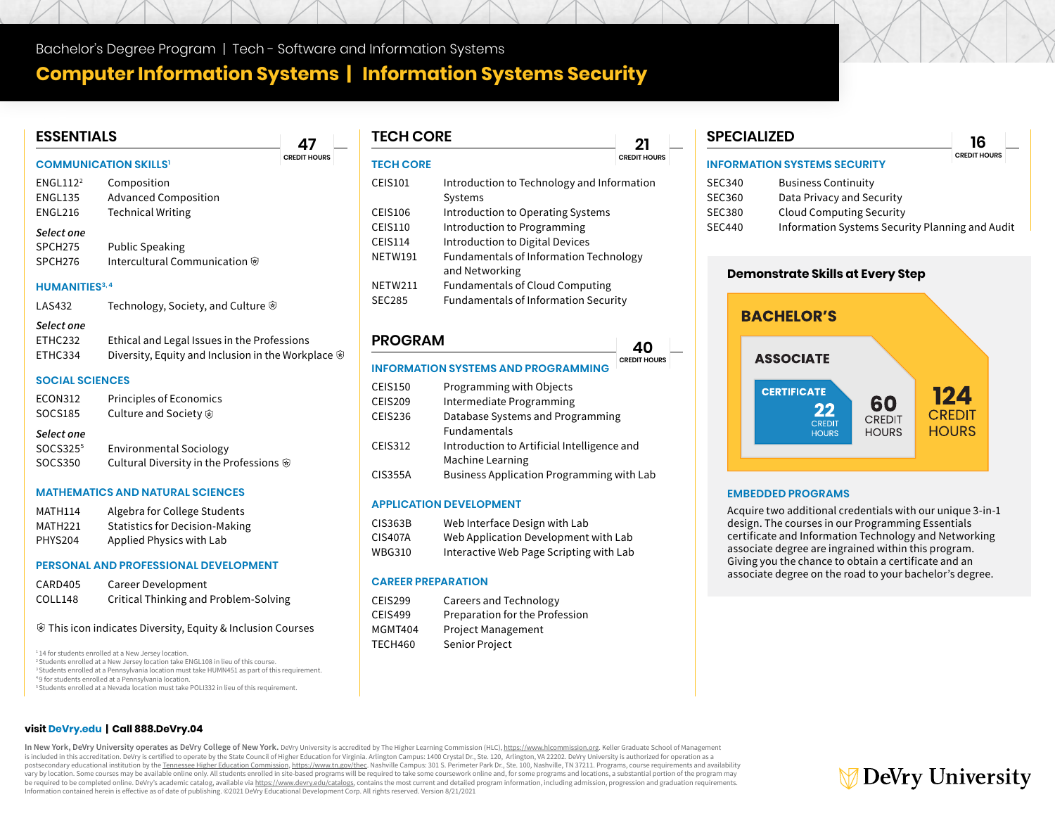Bachelor's Degree Program | Tech - Software and Information Systems

# Computer Information Systems | Information Systems Security

## ESSENTIALS

47 CREDIT HOURS

### COMMUNICATION SKILLS[1]

| | |
|---|---|
| ENGL112[2] | Composition |
| ENGL135 | Advanced Composition |
| ENGL216 | Technical Writing |

*Select one*

| | |
|---|---|
| SPCH275 | Public Speaking |
| SPCH276 | Intercultural Communication ⊛ |

### HUMANITIES[3, 4]

| | |
|---|---|
| LAS432 | Technology, Society, and Culture ⊛ |

*Select one*

| | |
|---|---|
| ETHC232 | Ethical and Legal Issues in the Professions |
| ETHC334 | Diversity, Equity and Inclusion in the Workplace ⊛ |

### SOCIAL SCIENCES

| | |
|---|---|
| ECON312 | Principles of Economics |
| SOCS185 | Culture and Society ⊛ |

*Select one*

| | |
|---|---|
| SOCS325[5] | Environmental Sociology |
| SOCS350 | Cultural Diversity in the Professions ⊛ |

### MATHEMATICS AND NATURAL SCIENCES

| | |
|---|---|
| MATH114 | Algebra for College Students |
| MATH221 | Statistics for Decision-Making |
| PHYS204 | Applied Physics with Lab |

### PERSONAL AND PROFESSIONAL DEVELOPMENT

| | |
|---|---|
| CARD405 | Career Development |
| COLL148 | Critical Thinking and Problem-Solving |

⊛ This icon indicates Diversity, Equity & Inclusion Courses

[1] 14 for students enrolled at a New Jersey location.
[2] Students enrolled at a New Jersey location take ENGL108 in lieu of this course.
[3] Students enrolled at a Pennsylvania location must take HUMN451 as part of this requirement.
[4] 9 for students enrolled at a Pennsylvania location.
[5] Students enrolled at a Nevada location must take POLI332 in lieu of this requirement.

## TECH CORE

21 CREDIT HOURS

### TECH CORE

| | |
|---|---|
| CEIS101 | Introduction to Technology and Information Systems |
| CEIS106 | Introduction to Operating Systems |
| CEIS110 | Introduction to Programming |
| CEIS114 | Introduction to Digital Devices |
| NETW191 | Fundamentals of Information Technology and Networking |
| NETW211 | Fundamentals of Cloud Computing |
| SEC285 | Fundamentals of Information Security |

## PROGRAM

40 CREDIT HOURS

### INFORMATION SYSTEMS AND PROGRAMMING

| | |
|---|---|
| CEIS150 | Programming with Objects |
| CEIS209 | Intermediate Programming |
| CEIS236 | Database Systems and Programming Fundamentals |
| CEIS312 | Introduction to Artificial Intelligence and Machine Learning |
| CIS355A | Business Application Programming with Lab |

### APPLICATION DEVELOPMENT

| | |
|---|---|
| CIS363B | Web Interface Design with Lab |
| CIS407A | Web Application Development with Lab |
| WBG310 | Interactive Web Page Scripting with Lab |

### CAREER PREPARATION

| | |
|---|---|
| CEIS299 | Careers and Technology |
| CEIS499 | Preparation for the Profession |
| MGMT404 | Project Management |
| TECH460 | Senior Project |

## SPECIALIZED

16 CREDIT HOURS

### INFORMATION SYSTEMS SECURITY

| | |
|---|---|
| SEC340 | Business Continuity |
| SEC360 | Data Privacy and Security |
| SEC380 | Cloud Computing Security |
| SEC440 | Information Systems Security Planning and Audit |

### Demonstrate Skills at Every Step

BACHELOR'S
ASSOCIATE
CERTIFICATE
22 CREDIT HOURS
60 CREDIT HOURS
124 CREDIT HOURS

### EMBEDDED PROGRAMS

Acquire two additional credentials with our unique 3-in-1 design. The courses in our Programming Essentials certificate and Information Technology and Networking associate degree are ingrained within this program. Giving you the chance to obtain a certificate and an associate degree on the road to your bachelor's degree.

**visit DeVry.edu | Call 888.DeVry.04**

In New York, DeVry University operates as DeVry College of New York. DeVry University is accredited by The Higher Learning Commission (HLC), https://www.hlcommission.org. Keller Graduate School of Management is included in this accreditation. DeVry is certified to operate by the State Council of Higher Education for Virginia. Arlington Campus: 1400 Crystal Dr., Ste. 120, Arlington, VA 22202. DeVry University is authorized for operation as a postsecondary educational institution by the Tennessee Higher Education Commission, https://www.tn.gov/thec. Nashville Campus: 301 S. Perimeter Park Dr., Ste. 100, Nashville, TN 37211. Programs, course requirements and availability vary by location. Some courses may be available online only. All students enrolled in site-based programs will be required to take some coursework online and, for some programs and locations, a substantial portion of the program may be required to be completed online. DeVry's academic catalog, available via https://www.devry.edu/catalogs, contains the most current and detailed program information, including admission, progression and graduation requirements. Information contained herein is effective as of date of publishing. ©2021 DeVry Educational Development Corp. All rights reserved. Version 8/21/2021

DeVry University